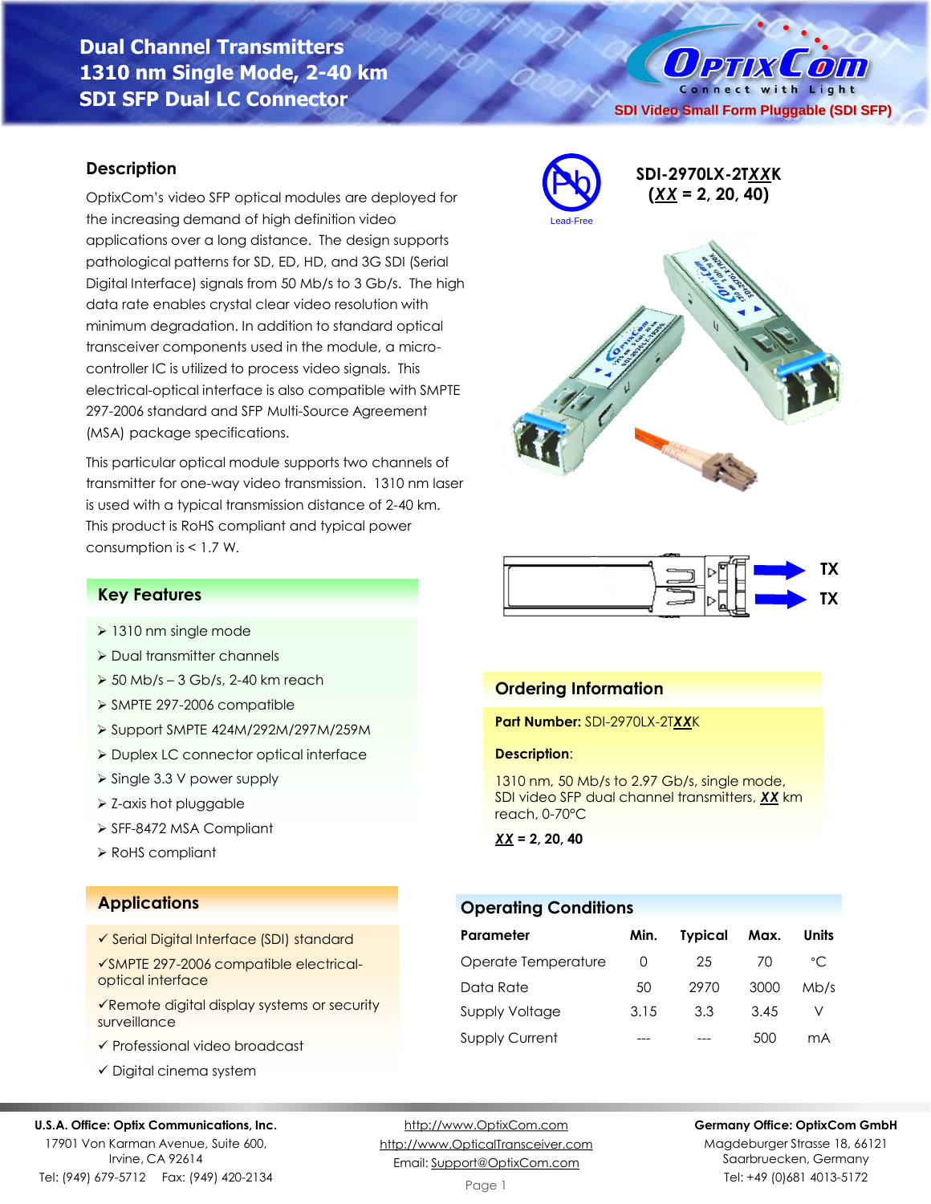# Dual Channel Transmitters
# 1310 nm Single Mode, 2-40 km
# SDI SFP Dual LC Connector

OptixCom — Connect with Light

SDI Video Small Form Pluggable (SDI SFP)

Lead-Free

**SDI-2970LX-2T*XX*K**
**(*XX* = 2, 20, 40)**

TX
TX

## Description

OptixCom's video SFP optical modules are deployed for the increasing demand of high definition video applications over a long distance. The design supports pathological patterns for SD, ED, HD, and 3G SDI (Serial Digital Interface) signals from 50 Mb/s to 3 Gb/s. The high data rate enables crystal clear video resolution with minimum degradation. In addition to standard optical transceiver components used in the module, a micro-controller IC is utilized to process video signals. This electrical-optical interface is also compatible with SMPTE 297-2006 standard and SFP Multi-Source Agreement (MSA) package specifications.

This particular optical module supports two channels of transmitter for one-way video transmission. 1310 nm laser is used with a typical transmission distance of 2-40 km. This product is RoHS compliant and typical power consumption is < 1.7 W.

## Key Features

- 1310 nm single mode
- Dual transmitter channels
- 50 Mb/s – 3 Gb/s, 2-40 km reach
- SMPTE 297-2006 compatible
- Support SMPTE 424M/292M/297M/259M
- Duplex LC connector optical interface
- Single 3.3 V power supply
- Z-axis hot pluggable
- SFF-8472 MSA Compliant
- RoHS compliant

## Applications

- ✓ Serial Digital Interface (SDI) standard
- ✓ SMPTE 297-2006 compatible electrical-optical interface
- ✓ Remote digital display systems or security surveillance
- ✓ Professional video broadcast
- ✓ Digital cinema system

## Ordering Information

**Part Number:** SDI-2970LX-2T***XX***K

**Description**:

1310 nm, 50 Mb/s to 2.97 Gb/s, single mode, SDI video SFP dual channel transmitters, ***XX*** km reach, 0-70°C

***XX*** **= 2, 20, 40**

## Operating Conditions

| Parameter | Min. | Typical | Max. | Units |
|---|---|---|---|---|
| Operate Temperature | 0 | 25 | 70 | °C |
| Data Rate | 50 | 2970 | 3000 | Mb/s |
| Supply Voltage | 3.15 | 3.3 | 3.45 | V |
| Supply Current | --- | --- | 500 | mA |

**U.S.A. Office: Optix Communications, Inc.**
17901 Von Karman Avenue, Suite 600,
Irvine, CA 92614
Tel: (949) 679-5712 Fax: (949) 420-2134

http://www.OptixCom.com
http://www.OpticalTransceiver.com
Email: Support@OptixCom.com

**Germany Office: OptixCom GmbH**
Magdeburger Strasse 18, 66121
Saarbruecken, Germany
Tel: +49 (0)681 4013-5172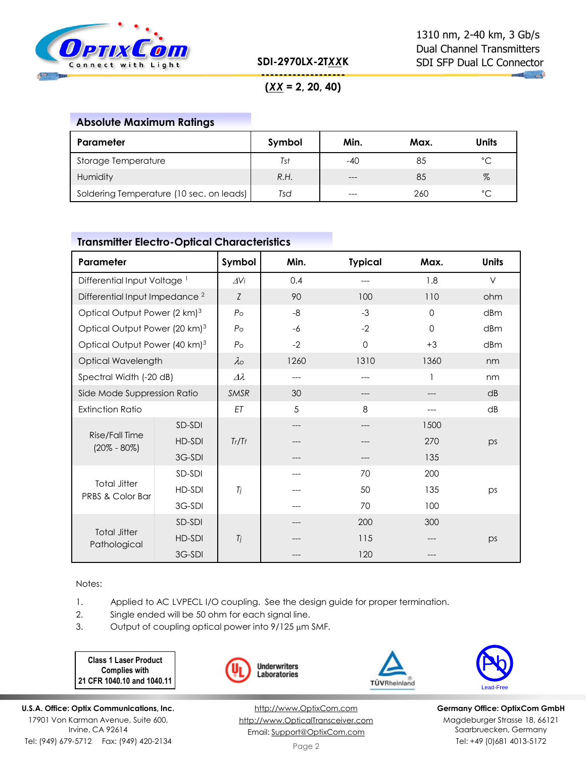## Absolute Maximum Ratings

| Parameter | Symbol | Min. | Max. | Units |
|---|---|---|---|---|
| Storage Temperature | *Tst* | -40 | 85 | °C |
| Humidity | *R.H.* | --- | 85 | % |
| Soldering Temperature (10 sec. on leads) | *Tsd* | --- | 260 | °C |

## Transmitter Electro-Optical Characteristics

| Parameter | | Symbol | Min. | Typical | Max. | Units |
|---|---|---|---|---|---|---|
| Differential Input Voltage [1] | | $\Delta V_i$ | 0.4 | --- | 1.8 | V |
| Differential Input Impedance [2] | | *Z* | 90 | 100 | 110 | ohm |
| Optical Output Power (2 km)[3] | | $P_O$ | -8 | -3 | 0 | dBm |
| Optical Output Power (20 km)[3] | | $P_O$ | -6 | -2 | 0 | dBm |
| Optical Output Power (40 km)[3] | | $P_O$ | -2 | 0 | +3 | dBm |
| Optical Wavelength | | $\lambda_O$ | 1260 | 1310 | 1360 | nm |
| Spectral Width (-20 dB) | | $\Delta\lambda$ | --- | --- | 1 | nm |
| Side Mode Suppression Ratio | | *SMSR* | 30 | --- | --- | dB |
| Extinction Ratio | | *ET* | 5 | 8 | --- | dB |
| Rise/Fall Time (20% - 80%) | SD-SDI | $T_r/T_f$ | --- | --- | 1500 | ps |
| | HD-SDI | | --- | --- | 270 | |
| | 3G-SDI | | --- | --- | 135 | |
| Total Jitter PRBS & Color Bar | SD-SDI | $T_j$ | --- | 70 | 200 | ps |
| | HD-SDI | | --- | 50 | 135 | |
| | 3G-SDI | | --- | 70 | 100 | |
| Total Jitter Pathological | SD-SDI | $T_j$ | --- | 200 | 300 | ps |
| | HD-SDI | | --- | 115 | --- | |
| | 3G-SDI | | --- | 120 | --- | |

Notes:

1. Applied to AC LVPECL I/O coupling. See the design guide for proper termination.
2. Single ended will be 50 ohm for each signal line.
3. Output of coupling optical power into 9/125 µm SMF.

**Class 1 Laser Product Complies with 21 CFR 1040.10 and 1040.11**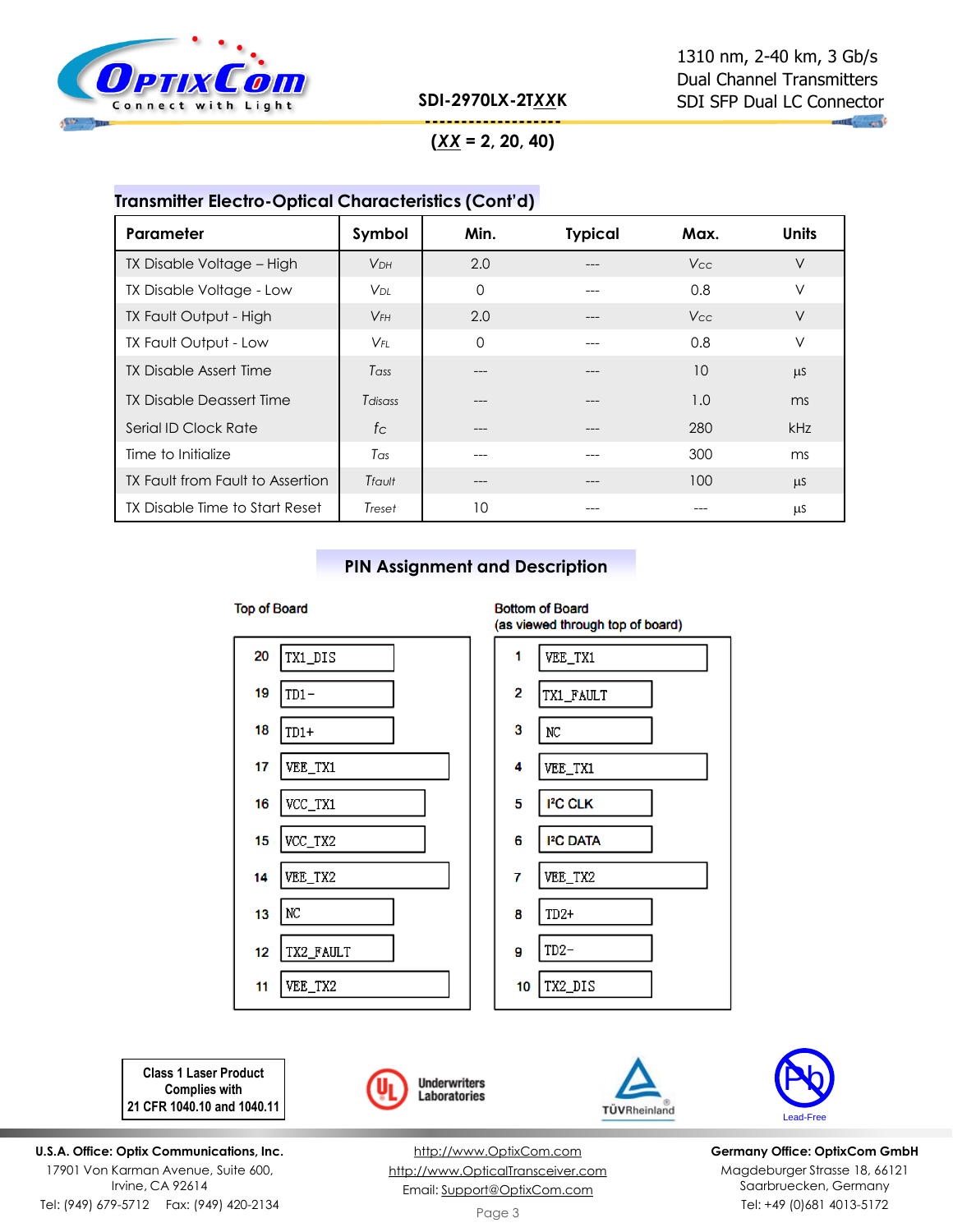## Transmitter Electro-Optical Characteristics (Cont'd)

| Parameter | Symbol | Min. | Typical | Max. | Units |
|---|---|---|---|---|---|
| TX Disable Voltage – High | $V_{DH}$ | 2.0 | --- | $V_{CC}$ | V |
| TX Disable Voltage - Low | $V_{DL}$ | 0 | --- | 0.8 | V |
| TX Fault Output - High | $V_{FH}$ | 2.0 | --- | $V_{CC}$ | V |
| TX Fault Output - Low | $V_{FL}$ | 0 | --- | 0.8 | V |
| TX Disable Assert Time | $T_{ass}$ | --- | --- | 10 | μs |
| TX Disable Deassert Time | $T_{disass}$ | --- | --- | 1.0 | ms |
| Serial ID Clock Rate | $f_C$ | --- | --- | 280 | kHz |
| Time to Initialize | $T_{as}$ | --- | --- | 300 | ms |
| TX Fault from Fault to Assertion | $T_{fault}$ | --- | --- | 100 | μs |
| TX Disable Time to Start Reset | $T_{reset}$ | 10 | --- | --- | μs |

## PIN Assignment and Description

| Top of Board | | Bottom of Board (as viewed through top of board) | |
|---|---|---|---|
| 20 | TX1_DIS | 1 | VEE_TX1 |
| 19 | TD1- | 2 | TX1_FAULT |
| 18 | TD1+ | 3 | NC |
| 17 | VEE_TX1 | 4 | VEE_TX1 |
| 16 | VCC_TX1 | 5 | I²C CLK |
| 15 | VCC_TX2 | 6 | I²C DATA |
| 14 | VEE_TX2 | 7 | VEE_TX2 |
| 13 | NC | 8 | TD2+ |
| 12 | TX2_FAULT | 9 | TD2- |
| 11 | VEE_TX2 | 10 | TX2_DIS |

Class 1 Laser Product
Complies with
21 CFR 1040.10 and 1040.11

Underwriters Laboratories

TÜVRheinland

Lead-Free

**U.S.A. Office: Optix Communications, Inc.**
17901 Von Karman Avenue, Suite 600,
Irvine, CA 92614
Tel: (949) 679-5712 Fax: (949) 420-2134

http://www.OptixCom.com
http://www.OpticalTransceiver.com
Email: Support@OptixCom.com

**Germany Office: OptixCom GmbH**
Magdeburger Strasse 18, 66121
Saarbruecken, Germany
Tel: +49 (0)681 4013-5172